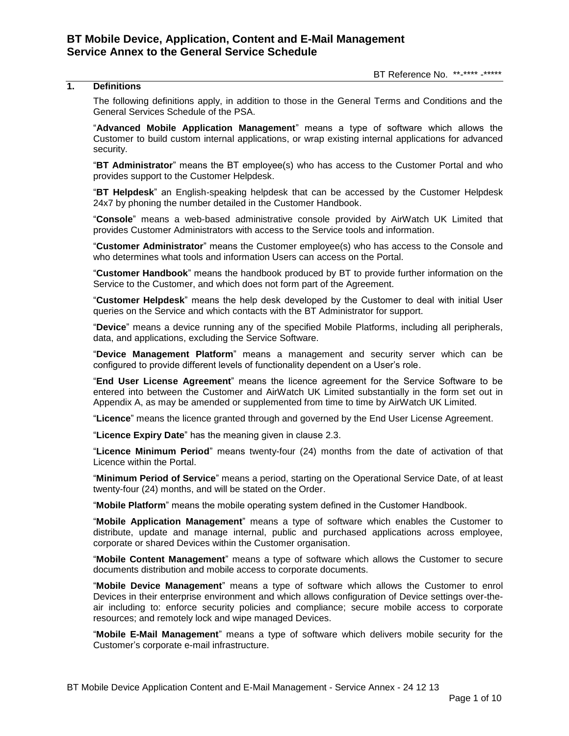# BT Mobile Device, Application, Content and E-Mail Management Service Annex to the General Service Schedule

BT Reference No. **-**** -*****

## 1. Definitions

The following definitions apply, in addition to those in the General Terms and Conditions and the General Services Schedule of the PSA.

"**Advanced Mobile Application Management**" means a type of software which allows the Customer to build custom internal applications, or wrap existing internal applications for advanced security.

"**BT Administrator**" means the BT employee(s) who has access to the Customer Portal and who provides support to the Customer Helpdesk.

"**BT Helpdesk**" an English-speaking helpdesk that can be accessed by the Customer Helpdesk 24x7 by phoning the number detailed in the Customer Handbook.

"**Console**" means a web-based administrative console provided by AirWatch UK Limited that provides Customer Administrators with access to the Service tools and information.

"**Customer Administrator**" means the Customer employee(s) who has access to the Console and who determines what tools and information Users can access on the Portal.

"**Customer Handbook**" means the handbook produced by BT to provide further information on the Service to the Customer, and which does not form part of the Agreement.

"**Customer Helpdesk**" means the help desk developed by the Customer to deal with initial User queries on the Service and which contacts with the BT Administrator for support.

"**Device**" means a device running any of the specified Mobile Platforms, including all peripherals, data, and applications, excluding the Service Software.

"**Device Management Platform**" means a management and security server which can be configured to provide different levels of functionality dependent on a User's role.

"**End User License Agreement**" means the licence agreement for the Service Software to be entered into between the Customer and AirWatch UK Limited substantially in the form set out in Appendix A, as may be amended or supplemented from time to time by AirWatch UK Limited.

"**Licence**" means the licence granted through and governed by the End User License Agreement.

"**Licence Expiry Date**" has the meaning given in clause 2.3.

"**Licence Minimum Period**" means twenty-four (24) months from the date of activation of that Licence within the Portal.

"**Minimum Period of Service**" means a period, starting on the Operational Service Date, of at least twenty-four (24) months, and will be stated on the Order.

"**Mobile Platform**" means the mobile operating system defined in the Customer Handbook.

"**Mobile Application Management**" means a type of software which enables the Customer to distribute, update and manage internal, public and purchased applications across employee, corporate or shared Devices within the Customer organisation.

"**Mobile Content Management**" means a type of software which allows the Customer to secure documents distribution and mobile access to corporate documents.

"**Mobile Device Management**" means a type of software which allows the Customer to enrol Devices in their enterprise environment and which allows configuration of Device settings over-the-air including to: enforce security policies and compliance; secure mobile access to corporate resources; and remotely lock and wipe managed Devices.

"**Mobile E-Mail Management**" means a type of software which delivers mobile security for the Customer's corporate e-mail infrastructure.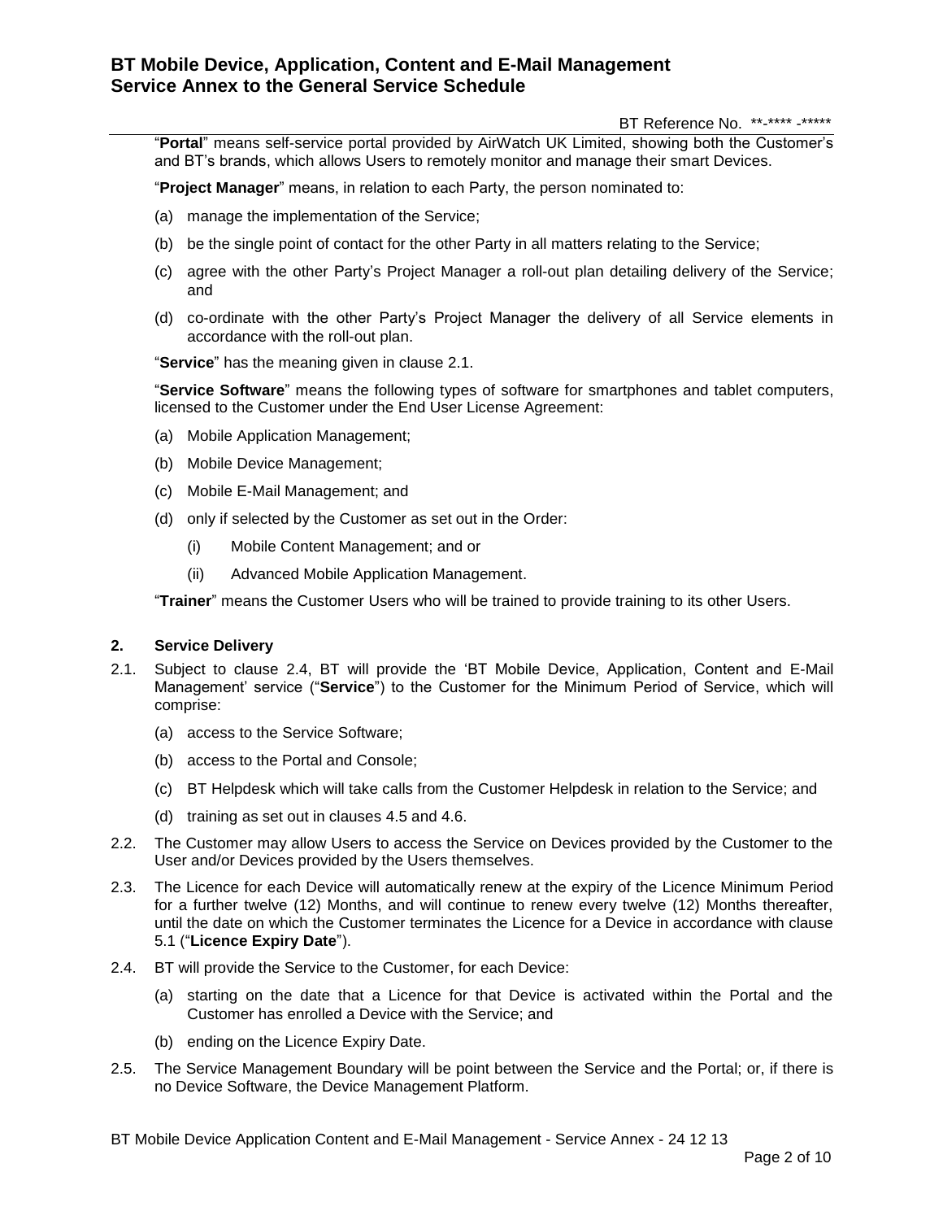"**Portal**" means self-service portal provided by AirWatch UK Limited, showing both the Customer's and BT's brands, which allows Users to remotely monitor and manage their smart Devices.

"**Project Manager**" means, in relation to each Party, the person nominated to:

(a) manage the implementation of the Service;

(b) be the single point of contact for the other Party in all matters relating to the Service;

(c) agree with the other Party's Project Manager a roll-out plan detailing delivery of the Service; and

(d) co-ordinate with the other Party's Project Manager the delivery of all Service elements in accordance with the roll-out plan.

"**Service**" has the meaning given in clause 2.1.

"**Service Software**" means the following types of software for smartphones and tablet computers, licensed to the Customer under the End User License Agreement:

(a) Mobile Application Management;

(b) Mobile Device Management;

(c) Mobile E-Mail Management; and

(d) only if selected by the Customer as set out in the Order:

  (i) Mobile Content Management; and or

  (ii) Advanced Mobile Application Management.

"**Trainer**" means the Customer Users who will be trained to provide training to its other Users.

## 2. Service Delivery

2.1. Subject to clause 2.4, BT will provide the 'BT Mobile Device, Application, Content and E-Mail Management' service ("**Service**") to the Customer for the Minimum Period of Service, which will comprise:

(a) access to the Service Software;

(b) access to the Portal and Console;

(c) BT Helpdesk which will take calls from the Customer Helpdesk in relation to the Service; and

(d) training as set out in clauses 4.5 and 4.6.

2.2. The Customer may allow Users to access the Service on Devices provided by the Customer to the User and/or Devices provided by the Users themselves.

2.3. The Licence for each Device will automatically renew at the expiry of the Licence Minimum Period for a further twelve (12) Months, and will continue to renew every twelve (12) Months thereafter, until the date on which the Customer terminates the Licence for a Device in accordance with clause 5.1 ("**Licence Expiry Date**").

2.4. BT will provide the Service to the Customer, for each Device:

(a) starting on the date that a Licence for that Device is activated within the Portal and the Customer has enrolled a Device with the Service; and

(b) ending on the Licence Expiry Date.

2.5. The Service Management Boundary will be point between the Service and the Portal; or, if there is no Device Software, the Device Management Platform.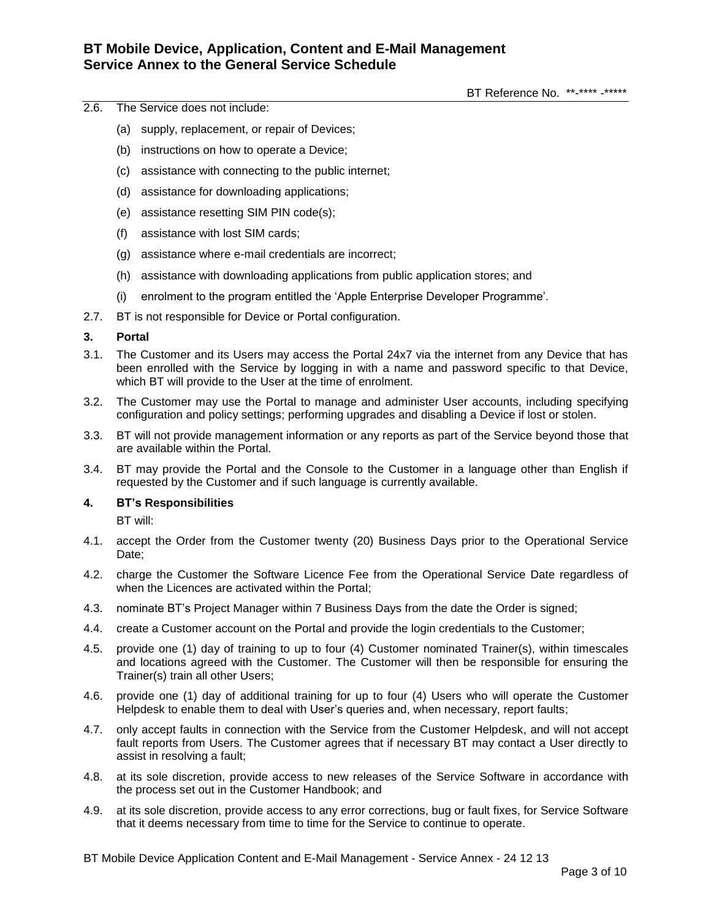2.6. The Service does not include:

(a) supply, replacement, or repair of Devices;

(b) instructions on how to operate a Device;

(c) assistance with connecting to the public internet;

(d) assistance for downloading applications;

(e) assistance resetting SIM PIN code(s);

(f) assistance with lost SIM cards;

(g) assistance where e-mail credentials are incorrect;

(h) assistance with downloading applications from public application stores; and

(i) enrolment to the program entitled the 'Apple Enterprise Developer Programme'.

2.7. BT is not responsible for Device or Portal configuration.

## 3. Portal

3.1. The Customer and its Users may access the Portal 24x7 via the internet from any Device that has been enrolled with the Service by logging in with a name and password specific to that Device, which BT will provide to the User at the time of enrolment.

3.2. The Customer may use the Portal to manage and administer User accounts, including specifying configuration and policy settings; performing upgrades and disabling a Device if lost or stolen.

3.3. BT will not provide management information or any reports as part of the Service beyond those that are available within the Portal.

3.4. BT may provide the Portal and the Console to the Customer in a language other than English if requested by the Customer and if such language is currently available.

## 4. BT's Responsibilities

BT will:

4.1. accept the Order from the Customer twenty (20) Business Days prior to the Operational Service Date;

4.2. charge the Customer the Software Licence Fee from the Operational Service Date regardless of when the Licences are activated within the Portal;

4.3. nominate BT's Project Manager within 7 Business Days from the date the Order is signed;

4.4. create a Customer account on the Portal and provide the login credentials to the Customer;

4.5. provide one (1) day of training to up to four (4) Customer nominated Trainer(s), within timescales and locations agreed with the Customer. The Customer will then be responsible for ensuring the Trainer(s) train all other Users;

4.6. provide one (1) day of additional training for up to four (4) Users who will operate the Customer Helpdesk to enable them to deal with User's queries and, when necessary, report faults;

4.7. only accept faults in connection with the Service from the Customer Helpdesk, and will not accept fault reports from Users. The Customer agrees that if necessary BT may contact a User directly to assist in resolving a fault;

4.8. at its sole discretion, provide access to new releases of the Service Software in accordance with the process set out in the Customer Handbook; and

4.9. at its sole discretion, provide access to any error corrections, bug or fault fixes, for Service Software that it deems necessary from time to time for the Service to continue to operate.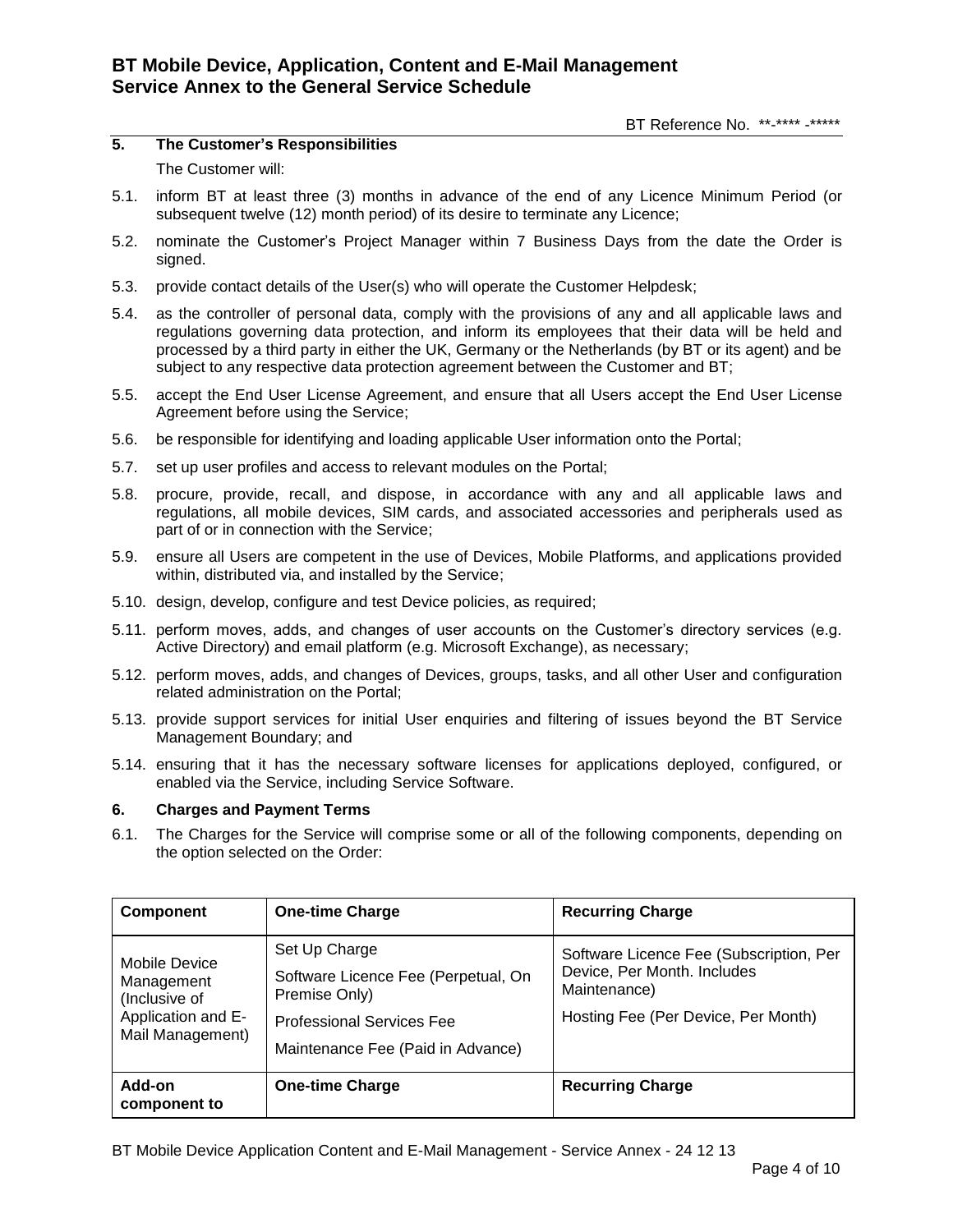## 5. The Customer's Responsibilities

The Customer will:

5.1. inform BT at least three (3) months in advance of the end of any Licence Minimum Period (or subsequent twelve (12) month period) of its desire to terminate any Licence;

5.2. nominate the Customer's Project Manager within 7 Business Days from the date the Order is signed.

5.3. provide contact details of the User(s) who will operate the Customer Helpdesk;

5.4. as the controller of personal data, comply with the provisions of any and all applicable laws and regulations governing data protection, and inform its employees that their data will be held and processed by a third party in either the UK, Germany or the Netherlands (by BT or its agent) and be subject to any respective data protection agreement between the Customer and BT;

5.5. accept the End User License Agreement, and ensure that all Users accept the End User License Agreement before using the Service;

5.6. be responsible for identifying and loading applicable User information onto the Portal;

5.7. set up user profiles and access to relevant modules on the Portal;

5.8. procure, provide, recall, and dispose, in accordance with any and all applicable laws and regulations, all mobile devices, SIM cards, and associated accessories and peripherals used as part of or in connection with the Service;

5.9. ensure all Users are competent in the use of Devices, Mobile Platforms, and applications provided within, distributed via, and installed by the Service;

5.10. design, develop, configure and test Device policies, as required;

5.11. perform moves, adds, and changes of user accounts on the Customer's directory services (e.g. Active Directory) and email platform (e.g. Microsoft Exchange), as necessary;

5.12. perform moves, adds, and changes of Devices, groups, tasks, and all other User and configuration related administration on the Portal;

5.13. provide support services for initial User enquiries and filtering of issues beyond the BT Service Management Boundary; and

5.14. ensuring that it has the necessary software licenses for applications deployed, configured, or enabled via the Service, including Service Software.

## 6. Charges and Payment Terms

6.1. The Charges for the Service will comprise some or all of the following components, depending on the option selected on the Order:

| Component | One-time Charge | Recurring Charge |
|---|---|---|
| Mobile Device Management (Inclusive of Application and E-Mail Management) | Set Up Charge<br>Software Licence Fee (Perpetual, On Premise Only)<br>Professional Services Fee<br>Maintenance Fee (Paid in Advance) | Software Licence Fee (Subscription, Per Device, Per Month. Includes Maintenance)<br>Hosting Fee (Per Device, Per Month) |
| **Add-on component to** | **One-time Charge** | **Recurring Charge** |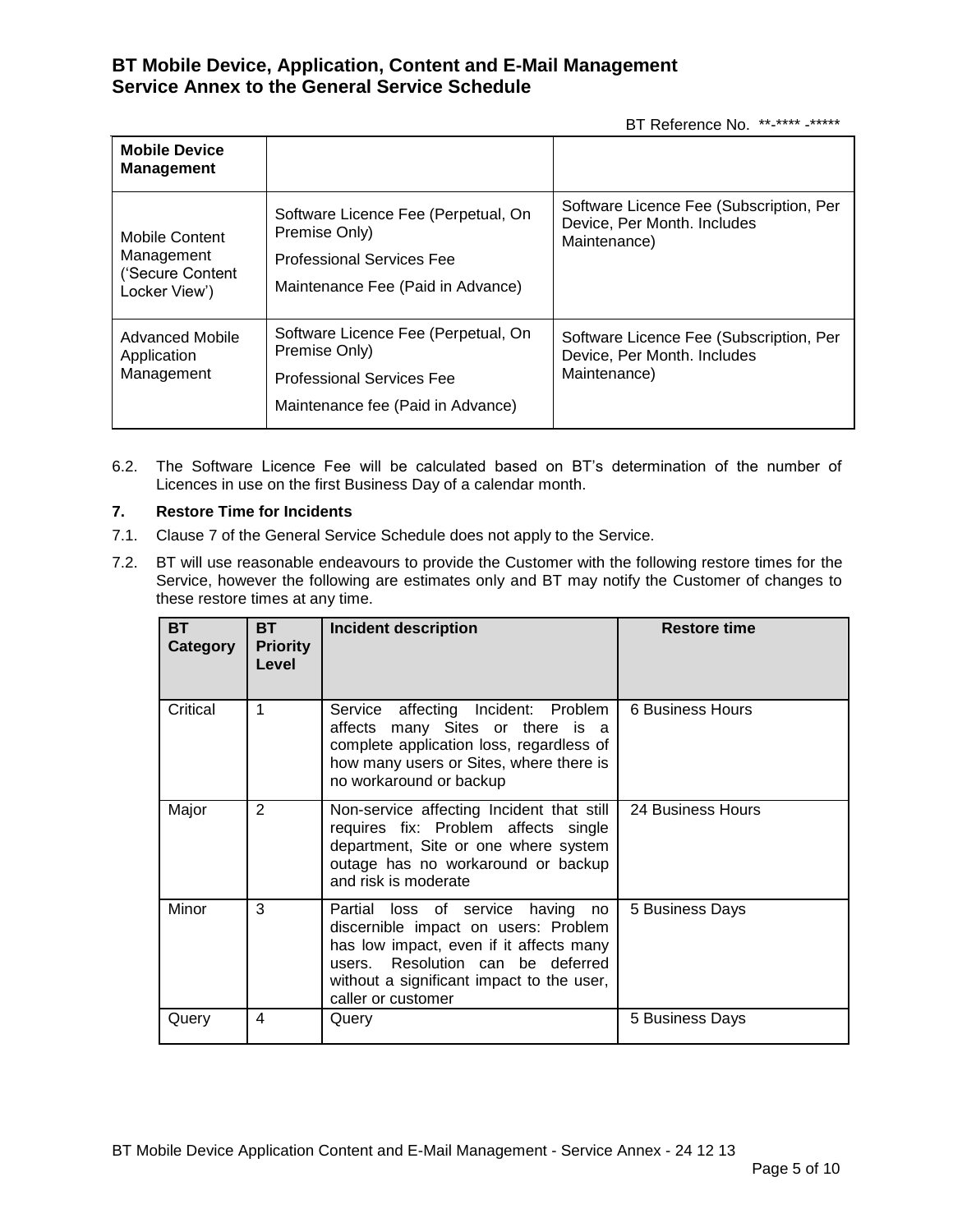| Mobile Device Management | | |
|---|---|---|
| Mobile Content Management ('Secure Content Locker View') | Software Licence Fee (Perpetual, On Premise Only)<br>Professional Services Fee<br>Maintenance Fee (Paid in Advance) | Software Licence Fee (Subscription, Per Device, Per Month. Includes Maintenance) |
| Advanced Mobile Application Management | Software Licence Fee (Perpetual, On Premise Only)<br>Professional Services Fee<br>Maintenance fee (Paid in Advance) | Software Licence Fee (Subscription, Per Device, Per Month. Includes Maintenance) |

6.2. The Software Licence Fee will be calculated based on BT's determination of the number of Licences in use on the first Business Day of a calendar month.

## 7. Restore Time for Incidents

7.1. Clause 7 of the General Service Schedule does not apply to the Service.

7.2. BT will use reasonable endeavours to provide the Customer with the following restore times for the Service, however the following are estimates only and BT may notify the Customer of changes to these restore times at any time.

| BT Category | BT Priority Level | Incident description | Restore time |
|---|---|---|---|
| Critical | 1 | Service affecting Incident: Problem affects many Sites or there is a complete application loss, regardless of how many users or Sites, where there is no workaround or backup | 6 Business Hours |
| Major | 2 | Non-service affecting Incident that still requires fix: Problem affects single department, Site or one where system outage has no workaround or backup and risk is moderate | 24 Business Hours |
| Minor | 3 | Partial loss of service having no discernible impact on users: Problem has low impact, even if it affects many users. Resolution can be deferred without a significant impact to the user, caller or customer | 5 Business Days |
| Query | 4 | Query | 5 Business Days |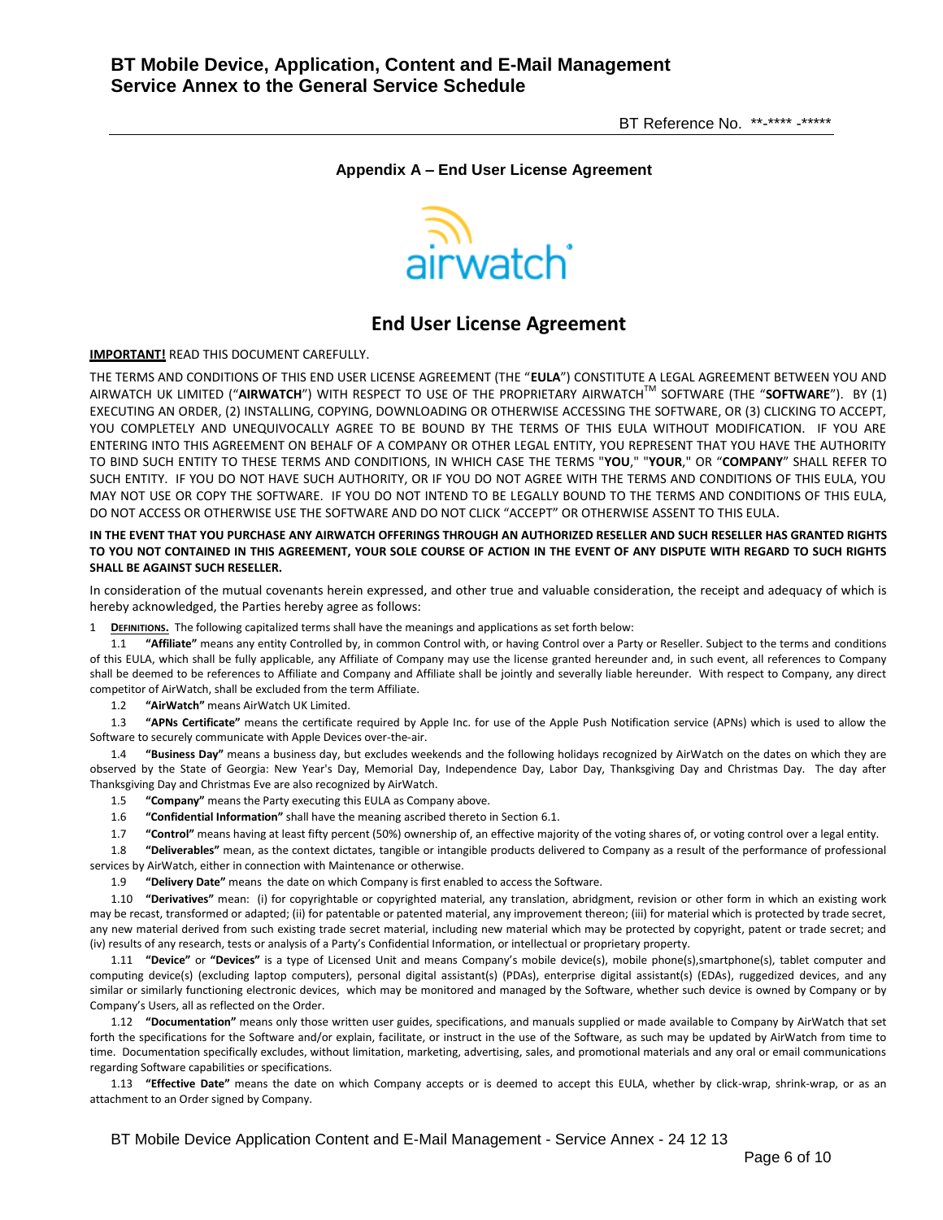**Appendix A – End User License Agreement**

## End User License Agreement

**IMPORTANT!** READ THIS DOCUMENT CAREFULLY.

THE TERMS AND CONDITIONS OF THIS END USER LICENSE AGREEMENT (THE "**EULA**") CONSTITUTE A LEGAL AGREEMENT BETWEEN YOU AND AIRWATCH UK LIMITED ("**AIRWATCH**") WITH RESPECT TO USE OF THE PROPRIETARY AIRWATCH™ SOFTWARE (THE "**SOFTWARE**"). BY (1) EXECUTING AN ORDER, (2) INSTALLING, COPYING, DOWNLOADING OR OTHERWISE ACCESSING THE SOFTWARE, OR (3) CLICKING TO ACCEPT, YOU COMPLETELY AND UNEQUIVOCALLY AGREE TO BE BOUND BY THE TERMS OF THIS EULA WITHOUT MODIFICATION. IF YOU ARE ENTERING INTO THIS AGREEMENT ON BEHALF OF A COMPANY OR OTHER LEGAL ENTITY, YOU REPRESENT THAT YOU HAVE THE AUTHORITY TO BIND SUCH ENTITY TO THESE TERMS AND CONDITIONS, IN WHICH CASE THE TERMS "**YOU**," "**YOUR**," OR "**COMPANY**" SHALL REFER TO SUCH ENTITY. IF YOU DO NOT HAVE SUCH AUTHORITY, OR IF YOU DO NOT AGREE WITH THE TERMS AND CONDITIONS OF THIS EULA, YOU MAY NOT USE OR COPY THE SOFTWARE. IF YOU DO NOT INTEND TO BE LEGALLY BOUND TO THE TERMS AND CONDITIONS OF THIS EULA, DO NOT ACCESS OR OTHERWISE USE THE SOFTWARE AND DO NOT CLICK "ACCEPT" OR OTHERWISE ASSENT TO THIS EULA.

**IN THE EVENT THAT YOU PURCHASE ANY AIRWATCH OFFERINGS THROUGH AN AUTHORIZED RESELLER AND SUCH RESELLER HAS GRANTED RIGHTS TO YOU NOT CONTAINED IN THIS AGREEMENT, YOUR SOLE COURSE OF ACTION IN THE EVENT OF ANY DISPUTE WITH REGARD TO SUCH RIGHTS SHALL BE AGAINST SUCH RESELLER.**

In consideration of the mutual covenants herein expressed, and other true and valuable consideration, the receipt and adequacy of which is hereby acknowledged, the Parties hereby agree as follows:

1 **DEFINITIONS.** The following capitalized terms shall have the meanings and applications as set forth below:

1.1 **"Affiliate"** means any entity Controlled by, in common Control with, or having Control over a Party or Reseller. Subject to the terms and conditions of this EULA, which shall be fully applicable, any Affiliate of Company may use the license granted hereunder and, in such event, all references to Company shall be deemed to be references to Affiliate and Company and Affiliate shall be jointly and severally liable hereunder. With respect to Company, any direct competitor of AirWatch, shall be excluded from the term Affiliate.

1.2 **"AirWatch"** means AirWatch UK Limited.

1.3 **"APNs Certificate"** means the certificate required by Apple Inc. for use of the Apple Push Notification service (APNs) which is used to allow the Software to securely communicate with Apple Devices over-the-air.

1.4 **"Business Day"** means a business day, but excludes weekends and the following holidays recognized by AirWatch on the dates on which they are observed by the State of Georgia: New Year's Day, Memorial Day, Independence Day, Labor Day, Thanksgiving Day and Christmas Day. The day after Thanksgiving Day and Christmas Eve are also recognized by AirWatch.

1.5 **"Company"** means the Party executing this EULA as Company above.

1.6 **"Confidential Information"** shall have the meaning ascribed thereto in Section 6.1.

1.7 **"Control"** means having at least fifty percent (50%) ownership of, an effective majority of the voting shares of, or voting control over a legal entity.

1.8 **"Deliverables"** mean, as the context dictates, tangible or intangible products delivered to Company as a result of the performance of professional services by AirWatch, either in connection with Maintenance or otherwise.

1.9 **"Delivery Date"** means the date on which Company is first enabled to access the Software.

1.10 **"Derivatives"** mean: (i) for copyrightable or copyrighted material, any translation, abridgment, revision or other form in which an existing work may be recast, transformed or adapted; (ii) for patentable or patented material, any improvement thereon; (iii) for material which is protected by trade secret, any new material derived from such existing trade secret material, including new material which may be protected by copyright, patent or trade secret; and (iv) results of any research, tests or analysis of a Party's Confidential Information, or intellectual or proprietary property.

1.11 **"Device"** or **"Devices"** is a type of Licensed Unit and means Company's mobile device(s), mobile phone(s),smartphone(s), tablet computer and computing device(s) (excluding laptop computers), personal digital assistant(s) (PDAs), enterprise digital assistant(s) (EDAs), ruggedized devices, and any similar or similarly functioning electronic devices, which may be monitored and managed by the Software, whether such device is owned by Company or by Company's Users, all as reflected on the Order.

1.12 **"Documentation"** means only those written user guides, specifications, and manuals supplied or made available to Company by AirWatch that set forth the specifications for the Software and/or explain, facilitate, or instruct in the use of the Software, as such may be updated by AirWatch from time to time. Documentation specifically excludes, without limitation, marketing, advertising, sales, and promotional materials and any oral or email communications regarding Software capabilities or specifications.

1.13 **"Effective Date"** means the date on which Company accepts or is deemed to accept this EULA, whether by click-wrap, shrink-wrap, or as an attachment to an Order signed by Company.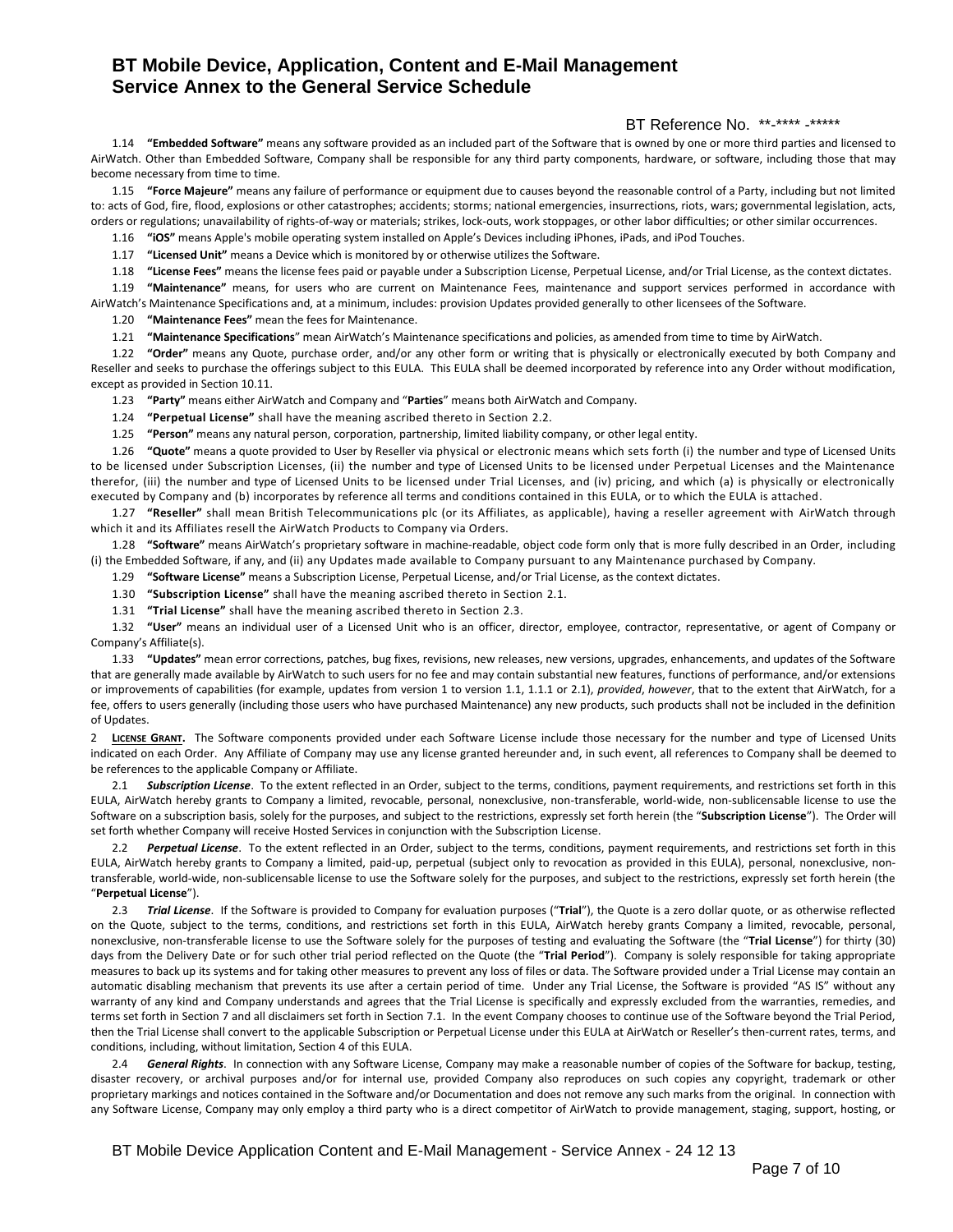1.14 **"Embedded Software"** means any software provided as an included part of the Software that is owned by one or more third parties and licensed to AirWatch. Other than Embedded Software, Company shall be responsible for any third party components, hardware, or software, including those that may become necessary from time to time.

1.15 **"Force Majeure"** means any failure of performance or equipment due to causes beyond the reasonable control of a Party, including but not limited to: acts of God, fire, flood, explosions or other catastrophes; accidents; storms; national emergencies, insurrections, riots, wars; governmental legislation, acts, orders or regulations; unavailability of rights-of-way or materials; strikes, lock-outs, work stoppages, or other labor difficulties; or other similar occurrences.

1.16 **"iOS"** means Apple's mobile operating system installed on Apple's Devices including iPhones, iPads, and iPod Touches.

1.17 **"Licensed Unit"** means a Device which is monitored by or otherwise utilizes the Software.

1.18 **"License Fees"** means the license fees paid or payable under a Subscription License, Perpetual License, and/or Trial License, as the context dictates.

1.19 **"Maintenance"** means, for users who are current on Maintenance Fees, maintenance and support services performed in accordance with AirWatch's Maintenance Specifications and, at a minimum, includes: provision Updates provided generally to other licensees of the Software.

1.20 **"Maintenance Fees"** mean the fees for Maintenance.

1.21 **"Maintenance Specifications"** mean AirWatch's Maintenance specifications and policies, as amended from time to time by AirWatch.

1.22 **"Order"** means any Quote, purchase order, and/or any other form or writing that is physically or electronically executed by both Company and Reseller and seeks to purchase the offerings subject to this EULA. This EULA shall be deemed incorporated by reference into any Order without modification, except as provided in Section 10.11.

1.23 **"Party"** means either AirWatch and Company and "**Parties**" means both AirWatch and Company.

1.24 **"Perpetual License"** shall have the meaning ascribed thereto in Section 2.2.

1.25 **"Person"** means any natural person, corporation, partnership, limited liability company, or other legal entity.

1.26 **"Quote"** means a quote provided to User by Reseller via physical or electronic means which sets forth (i) the number and type of Licensed Units to be licensed under Subscription Licenses, (ii) the number and type of Licensed Units to be licensed under Perpetual Licenses and the Maintenance therefor, (iii) the number and type of Licensed Units to be licensed under Trial Licenses, and (iv) pricing, and which (a) is physically or electronically executed by Company and (b) incorporates by reference all terms and conditions contained in this EULA, or to which the EULA is attached.

1.27 **"Reseller"** shall mean British Telecommunications plc (or its Affiliates, as applicable), having a reseller agreement with AirWatch through which it and its Affiliates resell the AirWatch Products to Company via Orders.

1.28 **"Software"** means AirWatch's proprietary software in machine-readable, object code form only that is more fully described in an Order, including (i) the Embedded Software, if any, and (ii) any Updates made available to Company pursuant to any Maintenance purchased by Company.

1.29 **"Software License"** means a Subscription License, Perpetual License, and/or Trial License, as the context dictates.

1.30 **"Subscription License"** shall have the meaning ascribed thereto in Section 2.1.

1.31 **"Trial License"** shall have the meaning ascribed thereto in Section 2.3.

1.32 **"User"** means an individual user of a Licensed Unit who is an officer, director, employee, contractor, representative, or agent of Company or Company's Affiliate(s).

1.33 **"Updates"** mean error corrections, patches, bug fixes, revisions, new releases, new versions, upgrades, enhancements, and updates of the Software that are generally made available by AirWatch to such users for no fee and may contain substantial new features, functions of performance, and/or extensions or improvements of capabilities (for example, updates from version 1 to version 1.1, 1.1.1 or 2.1), *provided*, *however*, that to the extent that AirWatch, for a fee, offers to users generally (including those users who have purchased Maintenance) any new products, such products shall not be included in the definition of Updates.

2 **LICENSE GRANT.** The Software components provided under each Software License include those necessary for the number and type of Licensed Units indicated on each Order. Any Affiliate of Company may use any license granted hereunder and, in such event, all references to Company shall be deemed to be references to the applicable Company or Affiliate.

2.1 ***Subscription License***. To the extent reflected in an Order, subject to the terms, conditions, payment requirements, and restrictions set forth in this EULA, AirWatch hereby grants to Company a limited, revocable, personal, nonexclusive, non-transferable, world-wide, non-sublicensable license to use the Software on a subscription basis, solely for the purposes, and subject to the restrictions, expressly set forth herein (the "**Subscription License**"). The Order will set forth whether Company will receive Hosted Services in conjunction with the Subscription License.

2.2 ***Perpetual License***. To the extent reflected in an Order, subject to the terms, conditions, payment requirements, and restrictions set forth in this EULA, AirWatch hereby grants to Company a limited, paid-up, perpetual (subject only to revocation as provided in this EULA), personal, nonexclusive, non-transferable, world-wide, non-sublicensable license to use the Software solely for the purposes, and subject to the restrictions, expressly set forth herein (the "**Perpetual License**").

2.3 ***Trial License***. If the Software is provided to Company for evaluation purposes ("**Trial**"), the Quote is a zero dollar quote, or as otherwise reflected on the Quote, subject to the terms, conditions, and restrictions set forth in this EULA, AirWatch hereby grants Company a limited, revocable, personal, nonexclusive, non-transferable license to use the Software solely for the purposes of testing and evaluating the Software (the "**Trial License**") for thirty (30) days from the Delivery Date or for such other trial period reflected on the Quote (the "**Trial Period**"). Company is solely responsible for taking appropriate measures to back up its systems and for taking other measures to prevent any loss of files or data. The Software provided under a Trial License may contain an automatic disabling mechanism that prevents its use after a certain period of time. Under any Trial License, the Software is provided "AS IS" without any warranty of any kind and Company understands and agrees that the Trial License is specifically and expressly excluded from the warranties, remedies, and terms set forth in Section 7 and all disclaimers set forth in Section 7.1. In the event Company chooses to continue use of the Software beyond the Trial Period, then the Trial License shall convert to the applicable Subscription or Perpetual License under this EULA at AirWatch or Reseller's then-current rates, terms, and conditions, including, without limitation, Section 4 of this EULA.

2.4 ***General Rights***. In connection with any Software License, Company may make a reasonable number of copies of the Software for backup, testing, disaster recovery, or archival purposes and/or for internal use, provided Company also reproduces on such copies any copyright, trademark or other proprietary markings and notices contained in the Software and/or Documentation and does not remove any such marks from the original. In connection with any Software License, Company may only employ a third party who is a direct competitor of AirWatch to provide management, staging, support, hosting, or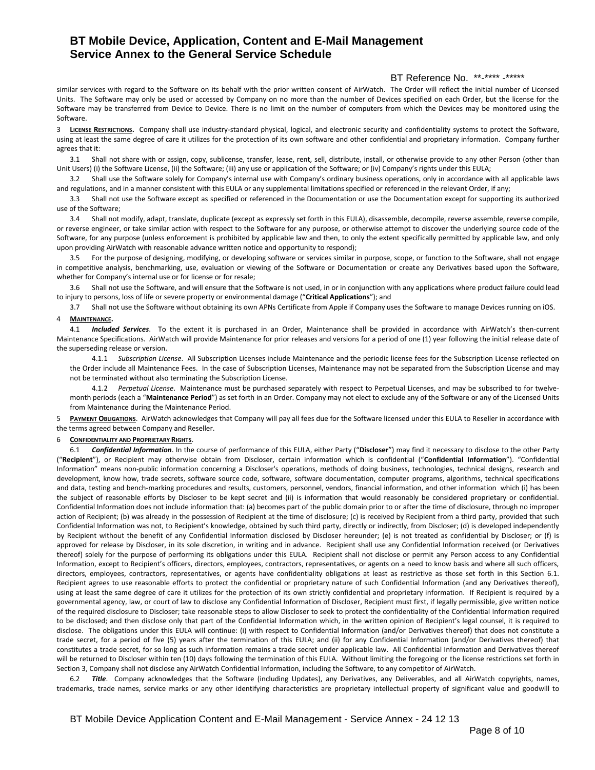similar services with regard to the Software on its behalf with the prior written consent of AirWatch. The Order will reflect the initial number of Licensed Units. The Software may only be used or accessed by Company on no more than the number of Devices specified on each Order, but the license for the Software may be transferred from Device to Device. There is no limit on the number of computers from which the Devices may be monitored using the Software.

3 **LICENSE RESTRICTIONS.** Company shall use industry-standard physical, logical, and electronic security and confidentiality systems to protect the Software, using at least the same degree of care it utilizes for the protection of its own software and other confidential and proprietary information. Company further agrees that it:

3.1 Shall not share with or assign, copy, sublicense, transfer, lease, rent, sell, distribute, install, or otherwise provide to any other Person (other than Unit Users) (i) the Software License, (ii) the Software; (iii) any use or application of the Software; or (iv) Company's rights under this EULA;

3.2 Shall use the Software solely for Company's internal use with Company's ordinary business operations, only in accordance with all applicable laws and regulations, and in a manner consistent with this EULA or any supplemental limitations specified or referenced in the relevant Order, if any;

3.3 Shall not use the Software except as specified or referenced in the Documentation or use the Documentation except for supporting its authorized use of the Software;

3.4 Shall not modify, adapt, translate, duplicate (except as expressly set forth in this EULA), disassemble, decompile, reverse assemble, reverse compile, or reverse engineer, or take similar action with respect to the Software for any purpose, or otherwise attempt to discover the underlying source code of the Software, for any purpose (unless enforcement is prohibited by applicable law and then, to only the extent specifically permitted by applicable law, and only upon providing AirWatch with reasonable advance written notice and opportunity to respond);

3.5 For the purpose of designing, modifying, or developing software or services similar in purpose, scope, or function to the Software, shall not engage in competitive analysis, benchmarking, use, evaluation or viewing of the Software or Documentation or create any Derivatives based upon the Software, whether for Company's internal use or for license or for resale;

3.6 Shall not use the Software, and will ensure that the Software is not used, in or in conjunction with any applications where product failure could lead to injury to persons, loss of life or severe property or environmental damage ("**Critical Applications**"); and

3.7 Shall not use the Software without obtaining its own APNs Certificate from Apple if Company uses the Software to manage Devices running on iOS.

4 **MAINTENANCE.**

4.1 ***Included Services***. To the extent it is purchased in an Order, Maintenance shall be provided in accordance with AirWatch's then-current Maintenance Specifications. AirWatch will provide Maintenance for prior releases and versions for a period of one (1) year following the initial release date of the superseding release or version.

4.1.1 *Subscription License*. All Subscription Licenses include Maintenance and the periodic license fees for the Subscription License reflected on the Order include all Maintenance Fees. In the case of Subscription Licenses, Maintenance may not be separated from the Subscription License and may not be terminated without also terminating the Subscription License.

4.1.2 *Perpetual License*. Maintenance must be purchased separately with respect to Perpetual Licenses, and may be subscribed to for twelve-month periods (each a "**Maintenance Period**") as set forth in an Order. Company may not elect to exclude any of the Software or any of the Licensed Units from Maintenance during the Maintenance Period.

5 **PAYMENT OBLIGATIONS**. AirWatch acknowledges that Company will pay all fees due for the Software licensed under this EULA to Reseller in accordance with the terms agreed between Company and Reseller.

6 **CONFIDENTIALITY AND PROPRIETARY RIGHTS**.

6.1 ***Confidential Information***. In the course of performance of this EULA, either Party ("**Discloser**") may find it necessary to disclose to the other Party ("**Recipient**"), or Recipient may otherwise obtain from Discloser, certain information which is confidential ("**Confidential Information**"). "Confidential Information" means non-public information concerning a Discloser's operations, methods of doing business, technologies, technical designs, research and development, know how, trade secrets, software source code, software, software documentation, computer programs, algorithms, technical specifications and data, testing and bench-marking procedures and results, customers, personnel, vendors, financial information, and other information which (i) has been the subject of reasonable efforts by Discloser to be kept secret and (ii) is information that would reasonably be considered proprietary or confidential. Confidential Information does not include information that: (a) becomes part of the public domain prior to or after the time of disclosure, through no improper action of Recipient; (b) was already in the possession of Recipient at the time of disclosure; (c) is received by Recipient from a third party, provided that such Confidential Information was not, to Recipient's knowledge, obtained by such third party, directly or indirectly, from Discloser; (d) is developed independently by Recipient without the benefit of any Confidential Information disclosed by Discloser hereunder; (e) is not treated as confidential by Discloser; or (f) is approved for release by Discloser, in its sole discretion, in writing and in advance. Recipient shall use any Confidential Information received (or Derivatives thereof) solely for the purpose of performing its obligations under this EULA. Recipient shall not disclose or permit any Person access to any Confidential Information, except to Recipient's officers, directors, employees, contractors, representatives, or agents on a need to know basis and where all such officers, directors, employees, contractors, representatives, or agents have confidentiality obligations at least as restrictive as those set forth in this Section 6.1. Recipient agrees to use reasonable efforts to protect the confidential or proprietary nature of such Confidential Information (and any Derivatives thereof), using at least the same degree of care it utilizes for the protection of its own strictly confidential and proprietary information. If Recipient is required by a governmental agency, law, or court of law to disclose any Confidential Information of Discloser, Recipient must first, if legally permissible, give written notice of the required disclosure to Discloser; take reasonable steps to allow Discloser to seek to protect the confidentiality of the Confidential Information required to be disclosed; and then disclose only that part of the Confidential Information which, in the written opinion of Recipient's legal counsel, it is required to disclose. The obligations under this EULA will continue: (i) with respect to Confidential Information (and/or Derivatives thereof) that does not constitute a trade secret, for a period of five (5) years after the termination of this EULA; and (ii) for any Confidential Information (and/or Derivatives thereof) that constitutes a trade secret, for so long as such information remains a trade secret under applicable law. All Confidential Information and Derivatives thereof will be returned to Discloser within ten (10) days following the termination of this EULA. Without limiting the foregoing or the license restrictions set forth in Section 3, Company shall not disclose any AirWatch Confidential Information, including the Software, to any competitor of AirWatch.

6.2 ***Title***. Company acknowledges that the Software (including Updates), any Derivatives, any Deliverables, and all AirWatch copyrights, names, trademarks, trade names, service marks or any other identifying characteristics are proprietary intellectual property of significant value and goodwill to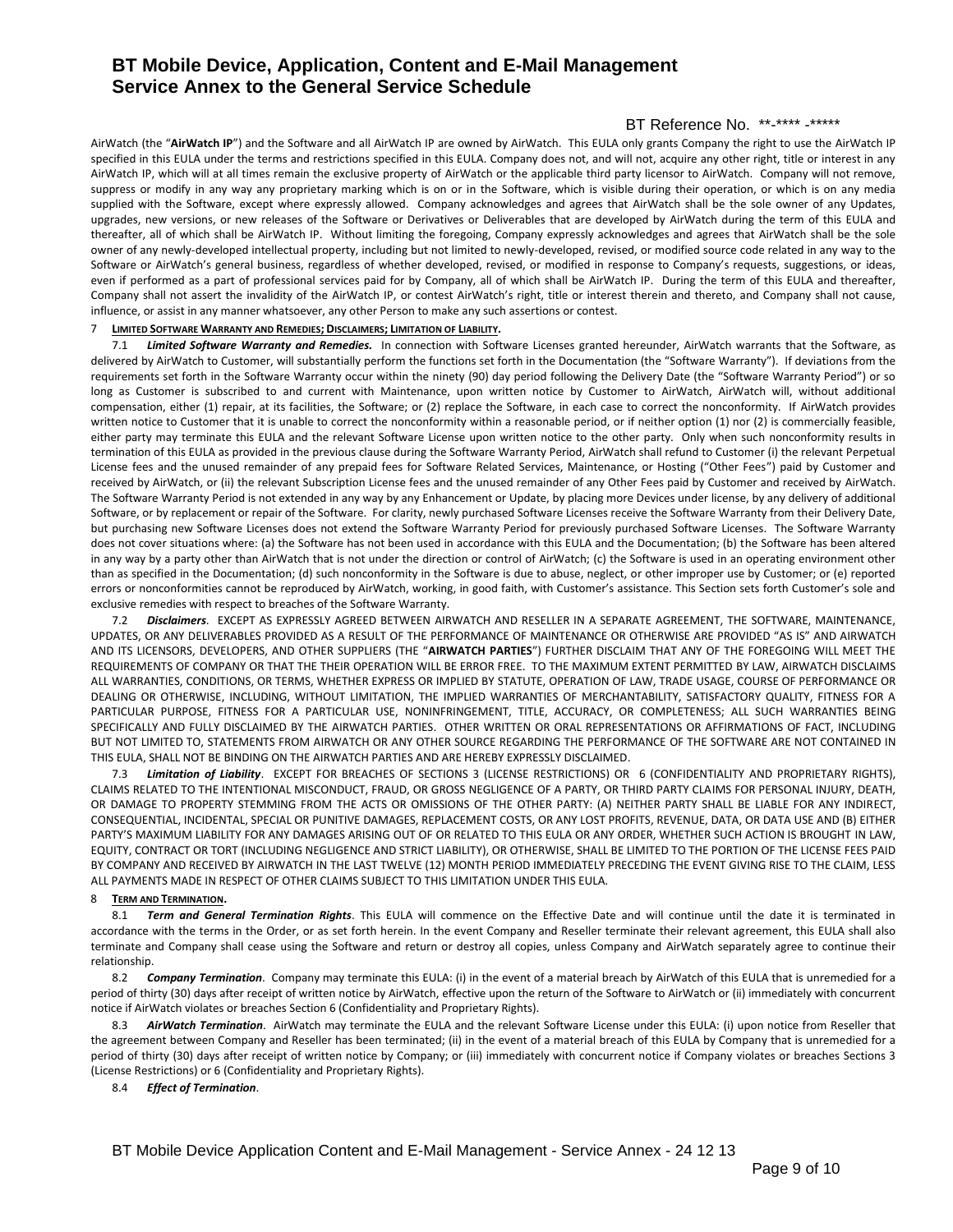AirWatch (the "**AirWatch IP**") and the Software and all AirWatch IP are owned by AirWatch. This EULA only grants Company the right to use the AirWatch IP specified in this EULA under the terms and restrictions specified in this EULA. Company does not, and will not, acquire any other right, title or interest in any AirWatch IP, which will at all times remain the exclusive property of AirWatch or the applicable third party licensor to AirWatch. Company will not remove, suppress or modify in any way any proprietary marking which is on or in the Software, which is visible during their operation, or which is on any media supplied with the Software, except where expressly allowed. Company acknowledges and agrees that AirWatch shall be the sole owner of any Updates, upgrades, new versions, or new releases of the Software or Derivatives or Deliverables that are developed by AirWatch during the term of this EULA and thereafter, all of which shall be AirWatch IP. Without limiting the foregoing, Company expressly acknowledges and agrees that AirWatch shall be the sole owner of any newly-developed intellectual property, including but not limited to newly-developed, revised, or modified source code related in any way to the Software or AirWatch's general business, regardless of whether developed, revised, or modified in response to Company's requests, suggestions, or ideas, even if performed as a part of professional services paid for by Company, all of which shall be AirWatch IP. During the term of this EULA and thereafter, Company shall not assert the invalidity of the AirWatch IP, or contest AirWatch's right, title or interest therein and thereto, and Company shall not cause, influence, or assist in any manner whatsoever, any other Person to make any such assertions or contest.

7 **LIMITED SOFTWARE WARRANTY AND REMEDIES; DISCLAIMERS; LIMITATION OF LIABILITY.**

7.1 ***Limited Software Warranty and Remedies.*** In connection with Software Licenses granted hereunder, AirWatch warrants that the Software, as delivered by AirWatch to Customer, will substantially perform the functions set forth in the Documentation (the "Software Warranty"). If deviations from the requirements set forth in the Software Warranty occur within the ninety (90) day period following the Delivery Date (the "Software Warranty Period") or so long as Customer is subscribed to and current with Maintenance, upon written notice by Customer to AirWatch, AirWatch will, without additional compensation, either (1) repair, at its facilities, the Software; or (2) replace the Software, in each case to correct the nonconformity. If AirWatch provides written notice to Customer that it is unable to correct the nonconformity within a reasonable period, or if neither option (1) nor (2) is commercially feasible, either party may terminate this EULA and the relevant Software License upon written notice to the other party. Only when such nonconformity results in termination of this EULA as provided in the previous clause during the Software Warranty Period, AirWatch shall refund to Customer (i) the relevant Perpetual License fees and the unused remainder of any prepaid fees for Software Related Services, Maintenance, or Hosting ("Other Fees") paid by Customer and received by AirWatch, or (ii) the relevant Subscription License fees and the unused remainder of any Other Fees paid by Customer and received by AirWatch. The Software Warranty Period is not extended in any way by any Enhancement or Update, by placing more Devices under license, by any delivery of additional Software, or by replacement or repair of the Software. For clarity, newly purchased Software Licenses receive the Software Warranty from their Delivery Date, but purchasing new Software Licenses does not extend the Software Warranty Period for previously purchased Software Licenses. The Software Warranty does not cover situations where: (a) the Software has not been used in accordance with this EULA and the Documentation; (b) the Software has been altered in any way by a party other than AirWatch that is not under the direction or control of AirWatch; (c) the Software is used in an operating environment other than as specified in the Documentation; (d) such nonconformity in the Software is due to abuse, neglect, or other improper use by Customer; or (e) reported errors or nonconformities cannot be reproduced by AirWatch, working, in good faith, with Customer's assistance. This Section sets forth Customer's sole and exclusive remedies with respect to breaches of the Software Warranty.

7.2 ***Disclaimers***. EXCEPT AS EXPRESSLY AGREED BETWEEN AIRWATCH AND RESELLER IN A SEPARATE AGREEMENT, THE SOFTWARE, MAINTENANCE, UPDATES, OR ANY DELIVERABLES PROVIDED AS A RESULT OF THE PERFORMANCE OF MAINTENANCE OR OTHERWISE ARE PROVIDED "AS IS" AND AIRWATCH AND ITS LICENSORS, DEVELOPERS, AND OTHER SUPPLIERS (THE "**AIRWATCH PARTIES**") FURTHER DISCLAIM THAT ANY OF THE FOREGOING WILL MEET THE REQUIREMENTS OF COMPANY OR THAT THE THEIR OPERATION WILL BE ERROR FREE. TO THE MAXIMUM EXTENT PERMITTED BY LAW, AIRWATCH DISCLAIMS ALL WARRANTIES, CONDITIONS, OR TERMS, WHETHER EXPRESS OR IMPLIED BY STATUTE, OPERATION OF LAW, TRADE USAGE, COURSE OF PERFORMANCE OR DEALING OR OTHERWISE, INCLUDING, WITHOUT LIMITATION, THE IMPLIED WARRANTIES OF MERCHANTABILITY, SATISFACTORY QUALITY, FITNESS FOR A PARTICULAR PURPOSE, FITNESS FOR A PARTICULAR USE, NONINFRINGEMENT, TITLE, ACCURACY, OR COMPLETENESS; ALL SUCH WARRANTIES BEING SPECIFICALLY AND FULLY DISCLAIMED BY THE AIRWATCH PARTIES. OTHER WRITTEN OR ORAL REPRESENTATIONS OR AFFIRMATIONS OF FACT, INCLUDING BUT NOT LIMITED TO, STATEMENTS FROM AIRWATCH OR ANY OTHER SOURCE REGARDING THE PERFORMANCE OF THE SOFTWARE ARE NOT CONTAINED IN THIS EULA, SHALL NOT BE BINDING ON THE AIRWATCH PARTIES AND ARE HEREBY EXPRESSLY DISCLAIMED.

7.3 ***Limitation of Liability***. EXCEPT FOR BREACHES OF SECTIONS 3 (LICENSE RESTRICTIONS) OR 6 (CONFIDENTIALITY AND PROPRIETARY RIGHTS), CLAIMS RELATED TO THE INTENTIONAL MISCONDUCT, FRAUD, OR GROSS NEGLIGENCE OF A PARTY, OR THIRD PARTY CLAIMS FOR PERSONAL INJURY, DEATH, OR DAMAGE TO PROPERTY STEMMING FROM THE ACTS OR OMISSIONS OF THE OTHER PARTY: (A) NEITHER PARTY SHALL BE LIABLE FOR ANY INDIRECT, CONSEQUENTIAL, INCIDENTAL, SPECIAL OR PUNITIVE DAMAGES, REPLACEMENT COSTS, OR ANY LOST PROFITS, REVENUE, DATA, OR DATA USE AND (B) EITHER PARTY'S MAXIMUM LIABILITY FOR ANY DAMAGES ARISING OUT OF OR RELATED TO THIS EULA OR ANY ORDER, WHETHER SUCH ACTION IS BROUGHT IN LAW, EQUITY, CONTRACT OR TORT (INCLUDING NEGLIGENCE AND STRICT LIABILITY), OR OTHERWISE, SHALL BE LIMITED TO THE PORTION OF THE LICENSE FEES PAID BY COMPANY AND RECEIVED BY AIRWATCH IN THE LAST TWELVE (12) MONTH PERIOD IMMEDIATELY PRECEDING THE EVENT GIVING RISE TO THE CLAIM, LESS ALL PAYMENTS MADE IN RESPECT OF OTHER CLAIMS SUBJECT TO THIS LIMITATION UNDER THIS EULA.

8 **TERM AND TERMINATION.**

8.1 ***Term and General Termination Rights***. This EULA will commence on the Effective Date and will continue until the date it is terminated in accordance with the terms in the Order, or as set forth herein. In the event Company and Reseller terminate their relevant agreement, this EULA shall also terminate and Company shall cease using the Software and return or destroy all copies, unless Company and AirWatch separately agree to continue their relationship.

8.2 ***Company Termination***. Company may terminate this EULA: (i) in the event of a material breach by AirWatch of this EULA that is unremedied for a period of thirty (30) days after receipt of written notice by AirWatch, effective upon the return of the Software to AirWatch or (ii) immediately with concurrent notice if AirWatch violates or breaches Section 6 (Confidentiality and Proprietary Rights).

8.3 ***AirWatch Termination***. AirWatch may terminate the EULA and the relevant Software License under this EULA: (i) upon notice from Reseller that the agreement between Company and Reseller has been terminated; (ii) in the event of a material breach of this EULA by Company that is unremedied for a period of thirty (30) days after receipt of written notice by Company; or (iii) immediately with concurrent notice if Company violates or breaches Sections 3 (License Restrictions) or 6 (Confidentiality and Proprietary Rights).

8.4 ***Effect of Termination***.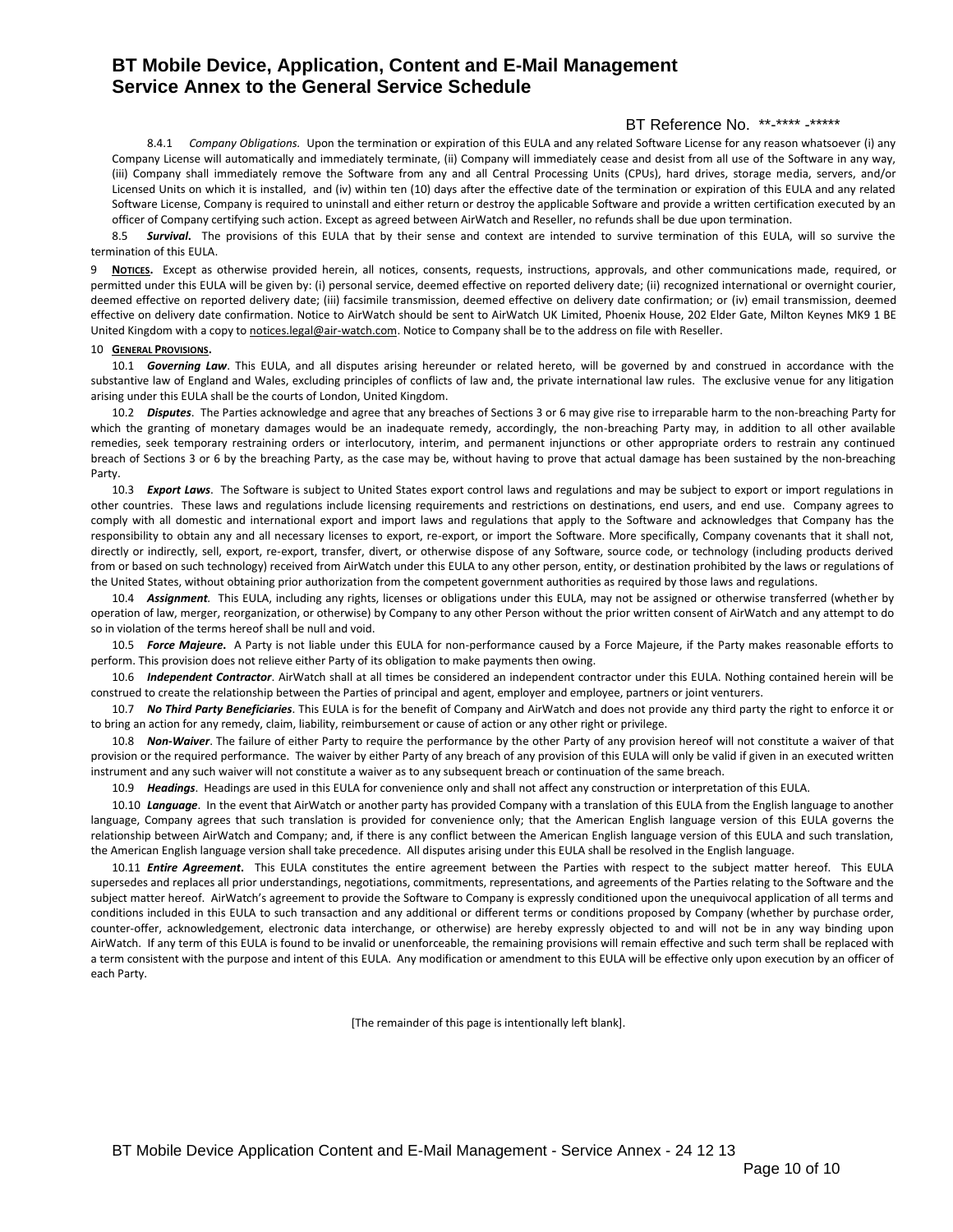8.4.1 *Company Obligations.* Upon the termination or expiration of this EULA and any related Software License for any reason whatsoever (i) any Company License will automatically and immediately terminate, (ii) Company will immediately cease and desist from all use of the Software in any way, (iii) Company shall immediately remove the Software from any and all Central Processing Units (CPUs), hard drives, storage media, servers, and/or Licensed Units on which it is installed, and (iv) within ten (10) days after the effective date of the termination or expiration of this EULA and any related Software License, Company is required to uninstall and either return or destroy the applicable Software and provide a written certification executed by an officer of Company certifying such action. Except as agreed between AirWatch and Reseller, no refunds shall be due upon termination.

8.5 ***Survival.*** The provisions of this EULA that by their sense and context are intended to survive termination of this EULA, will so survive the termination of this EULA.

9 **NOTICES.** Except as otherwise provided herein, all notices, consents, requests, instructions, approvals, and other communications made, required, or permitted under this EULA will be given by: (i) personal service, deemed effective on reported delivery date; (ii) recognized international or overnight courier, deemed effective on reported delivery date; (iii) facsimile transmission, deemed effective on delivery date confirmation; or (iv) email transmission, deemed effective on delivery date confirmation. Notice to AirWatch should be sent to AirWatch UK Limited, Phoenix House, 202 Elder Gate, Milton Keynes MK9 1 BE United Kingdom with a copy to notices.legal@air-watch.com. Notice to Company shall be to the address on file with Reseller.

10 **GENERAL PROVISIONS.**

10.1 ***Governing Law***. This EULA, and all disputes arising hereunder or related hereto, will be governed by and construed in accordance with the substantive law of England and Wales, excluding principles of conflicts of law and, the private international law rules. The exclusive venue for any litigation arising under this EULA shall be the courts of London, United Kingdom.

10.2 ***Disputes***. The Parties acknowledge and agree that any breaches of Sections 3 or 6 may give rise to irreparable harm to the non-breaching Party for which the granting of monetary damages would be an inadequate remedy, accordingly, the non-breaching Party may, in addition to all other available remedies, seek temporary restraining orders or interlocutory, interim, and permanent injunctions or other appropriate orders to restrain any continued breach of Sections 3 or 6 by the breaching Party, as the case may be, without having to prove that actual damage has been sustained by the non-breaching Party.

10.3 ***Export Laws***. The Software is subject to United States export control laws and regulations and may be subject to export or import regulations in other countries. These laws and regulations include licensing requirements and restrictions on destinations, end users, and end use. Company agrees to comply with all domestic and international export and import laws and regulations that apply to the Software and acknowledges that Company has the responsibility to obtain any and all necessary licenses to export, re-export, or import the Software. More specifically, Company covenants that it shall not, directly or indirectly, sell, export, re-export, transfer, divert, or otherwise dispose of any Software, source code, or technology (including products derived from or based on such technology) received from AirWatch under this EULA to any other person, entity, or destination prohibited by the laws or regulations of the United States, without obtaining prior authorization from the competent government authorities as required by those laws and regulations.

10.4 ***Assignment.*** This EULA, including any rights, licenses or obligations under this EULA, may not be assigned or otherwise transferred (whether by operation of law, merger, reorganization, or otherwise) by Company to any other Person without the prior written consent of AirWatch and any attempt to do so in violation of the terms hereof shall be null and void.

10.5 ***Force Majeure.*** A Party is not liable under this EULA for non-performance caused by a Force Majeure, if the Party makes reasonable efforts to perform. This provision does not relieve either Party of its obligation to make payments then owing.

10.6 ***Independent Contractor***. AirWatch shall at all times be considered an independent contractor under this EULA. Nothing contained herein will be construed to create the relationship between the Parties of principal and agent, employer and employee, partners or joint venturers.

10.7 ***No Third Party Beneficiaries***. This EULA is for the benefit of Company and AirWatch and does not provide any third party the right to enforce it or to bring an action for any remedy, claim, liability, reimbursement or cause of action or any other right or privilege.

10.8 ***Non-Waiver***. The failure of either Party to require the performance by the other Party of any provision hereof will not constitute a waiver of that provision or the required performance. The waiver by either Party of any breach of any provision of this EULA will only be valid if given in an executed written instrument and any such waiver will not constitute a waiver as to any subsequent breach or continuation of the same breach.

10.9 ***Headings***. Headings are used in this EULA for convenience only and shall not affect any construction or interpretation of this EULA.

10.10 ***Language***. In the event that AirWatch or another party has provided Company with a translation of this EULA from the English language to another language, Company agrees that such translation is provided for convenience only; that the American English language version of this EULA governs the relationship between AirWatch and Company; and, if there is any conflict between the American English language version of this EULA and such translation, the American English language version shall take precedence. All disputes arising under this EULA shall be resolved in the English language.

10.11 ***Entire Agreement.*** This EULA constitutes the entire agreement between the Parties with respect to the subject matter hereof. This EULA supersedes and replaces all prior understandings, negotiations, commitments, representations, and agreements of the Parties relating to the Software and the subject matter hereof. AirWatch's agreement to provide the Software to Company is expressly conditioned upon the unequivocal application of all terms and conditions included in this EULA to such transaction and any additional or different terms or conditions proposed by Company (whether by purchase order, counter-offer, acknowledgement, electronic data interchange, or otherwise) are hereby expressly objected to and will not be in any way binding upon AirWatch. If any term of this EULA is found to be invalid or unenforceable, the remaining provisions will remain effective and such term shall be replaced with a term consistent with the purpose and intent of this EULA. Any modification or amendment to this EULA will be effective only upon execution by an officer of each Party.

[The remainder of this page is intentionally left blank].